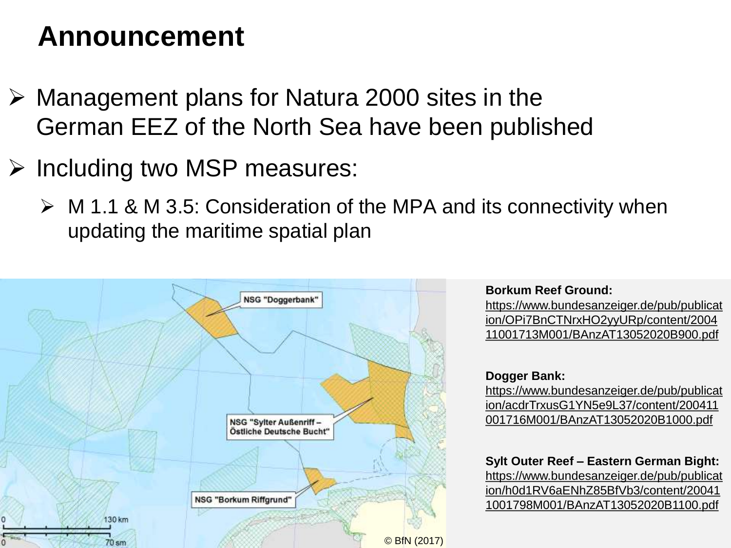# Announcement

- Management plans for Natura 2000 sites in the German EEZ of the North Sea have been published
- Including two MSP measures:
  - M 1.1 & M 3.5: Consideration of the MPA and its connectivity when updating the maritime spatial plan

NSG "Doggerbank"

NSG "Sylter Außenriff – Östliche Deutsche Bucht"

NSG "Borkum Riffgrund"

© BfN (2017)

**Borkum Reef Ground:**
https://www.bundesanzeiger.de/pub/publication/OPi7BnCTNrxHO2yyURp/content/200411001713M001/BAnzAT13052020B900.pdf

**Dogger Bank:**
https://www.bundesanzeiger.de/pub/publication/acdrTrxusG1YN5e9L37/content/200411001716M001/BAnzAT13052020B1000.pdf

**Sylt Outer Reef – Eastern German Bight:**
https://www.bundesanzeiger.de/pub/publication/h0d1RV6aENhZ85BfVb3/content/200411001798M001/BAnzAT13052020B1100.pdf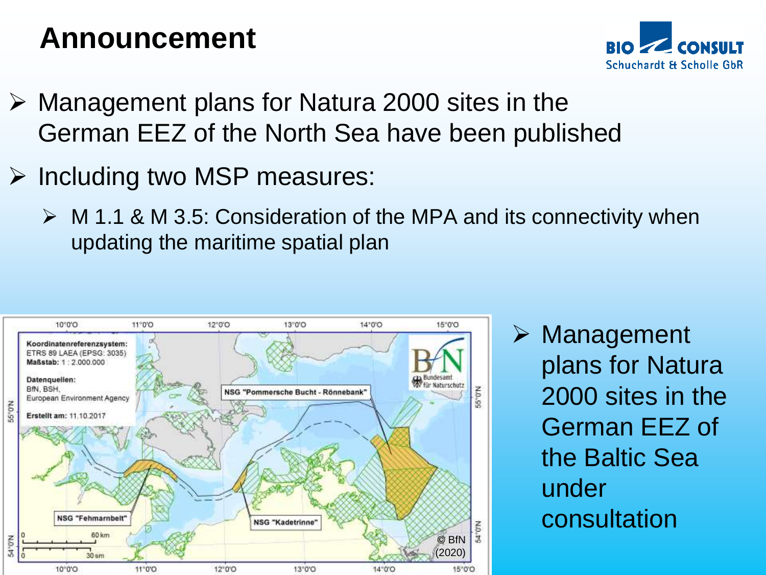# Announcement

- Management plans for Natura 2000 sites in the German EEZ of the North Sea have been published
- Including two MSP measures:
  - M 1.1 & M 3.5: Consideration of the MPA and its connectivity when updating the maritime spatial plan

- Management plans for Natura 2000 sites in the German EEZ of the Baltic Sea under consultation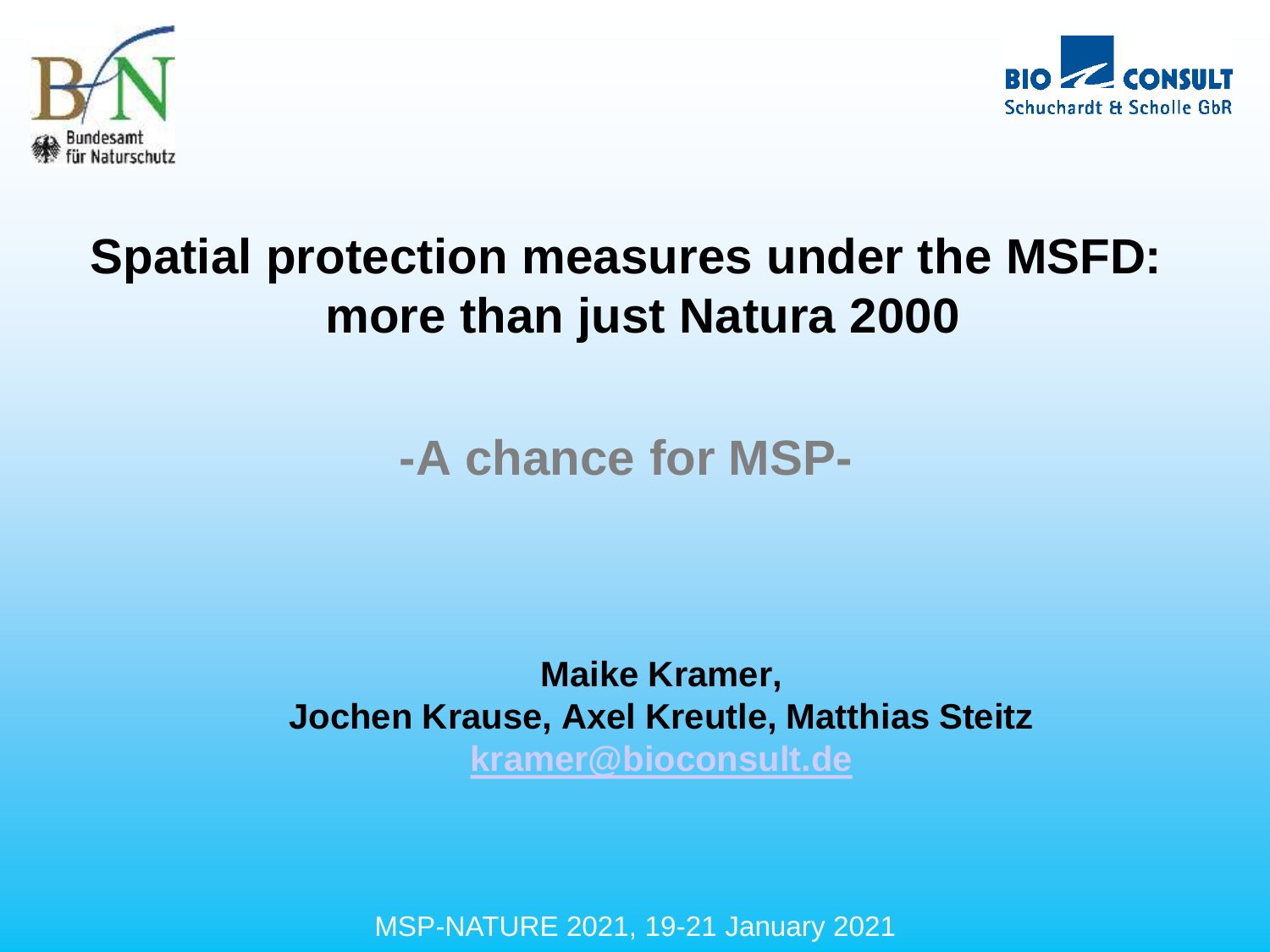Bundesamt für Naturschutz

BIO CONSULT
Schuchardt & Scholle GbR

# Spatial protection measures under the MSFD: more than just Natura 2000

## -A chance for MSP-

**Maike Kramer,**
**Jochen Krause, Axel Kreutle, Matthias Steitz**
**kramer@bioconsult.de**

MSP-NATURE 2021, 19-21 January 2021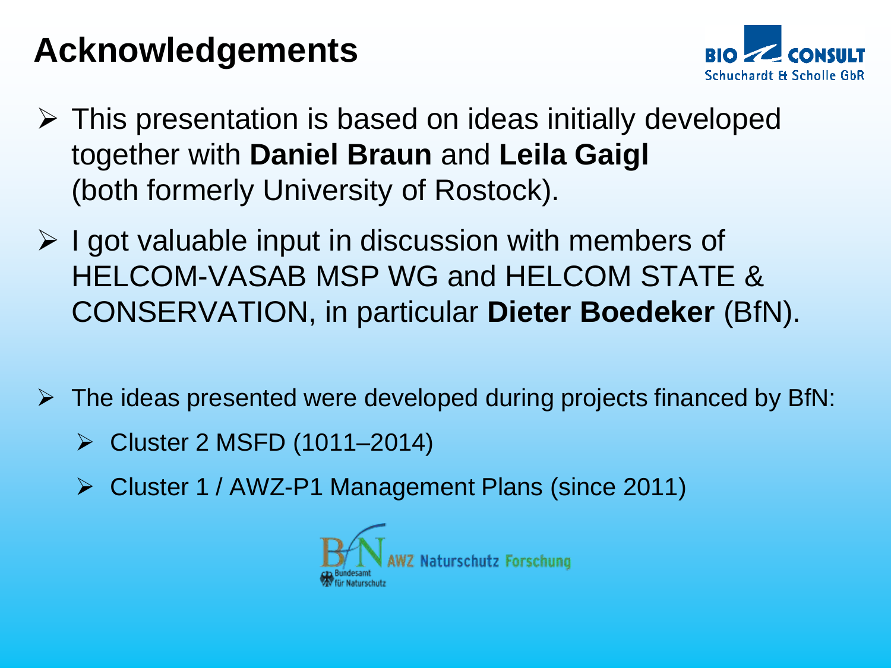# Acknowledgements

BIO CONSULT Schuchardt & Scholle GbR

- This presentation is based on ideas initially developed together with **Daniel Braun** and **Leila Gaigl** (both formerly University of Rostock).
- I got valuable input in discussion with members of HELCOM-VASAB MSP WG and HELCOM STATE & CONSERVATION, in particular **Dieter Boedeker** (BfN).
- The ideas presented were developed during projects financed by BfN:
  - Cluster 2 MSFD (1011–2014)
  - Cluster 1 / AWZ-P1 Management Plans (since 2011)

BfN Bundesamt für Naturschutz – AWZ Naturschutz Forschung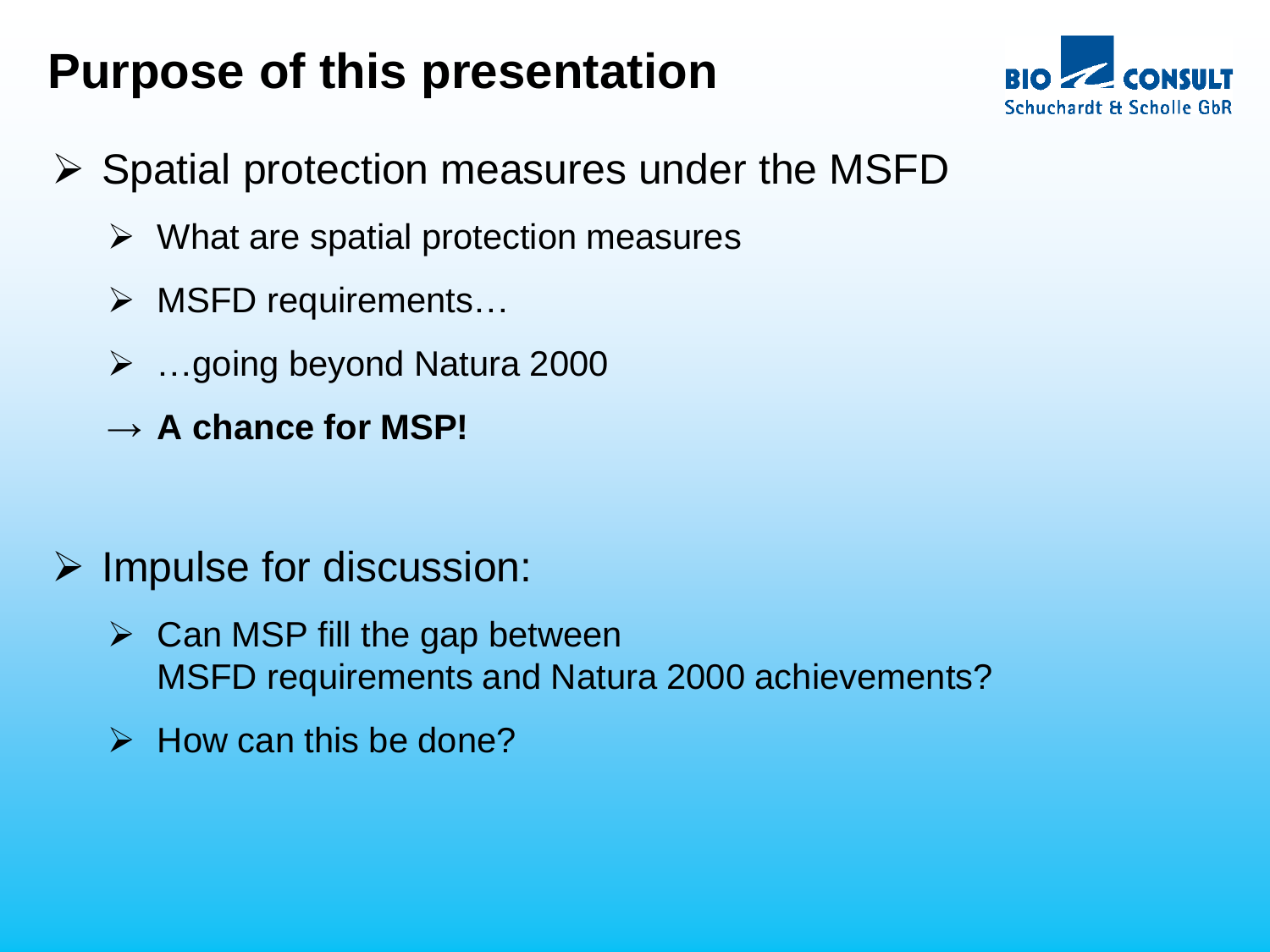# Purpose of this presentation

- Spatial protection measures under the MSFD
  - What are spatial protection measures
  - MSFD requirements…
  - …going beyond Natura 2000
  - → **A chance for MSP!**

- Impulse for discussion:
  - Can MSP fill the gap between MSFD requirements and Natura 2000 achievements?
  - How can this be done?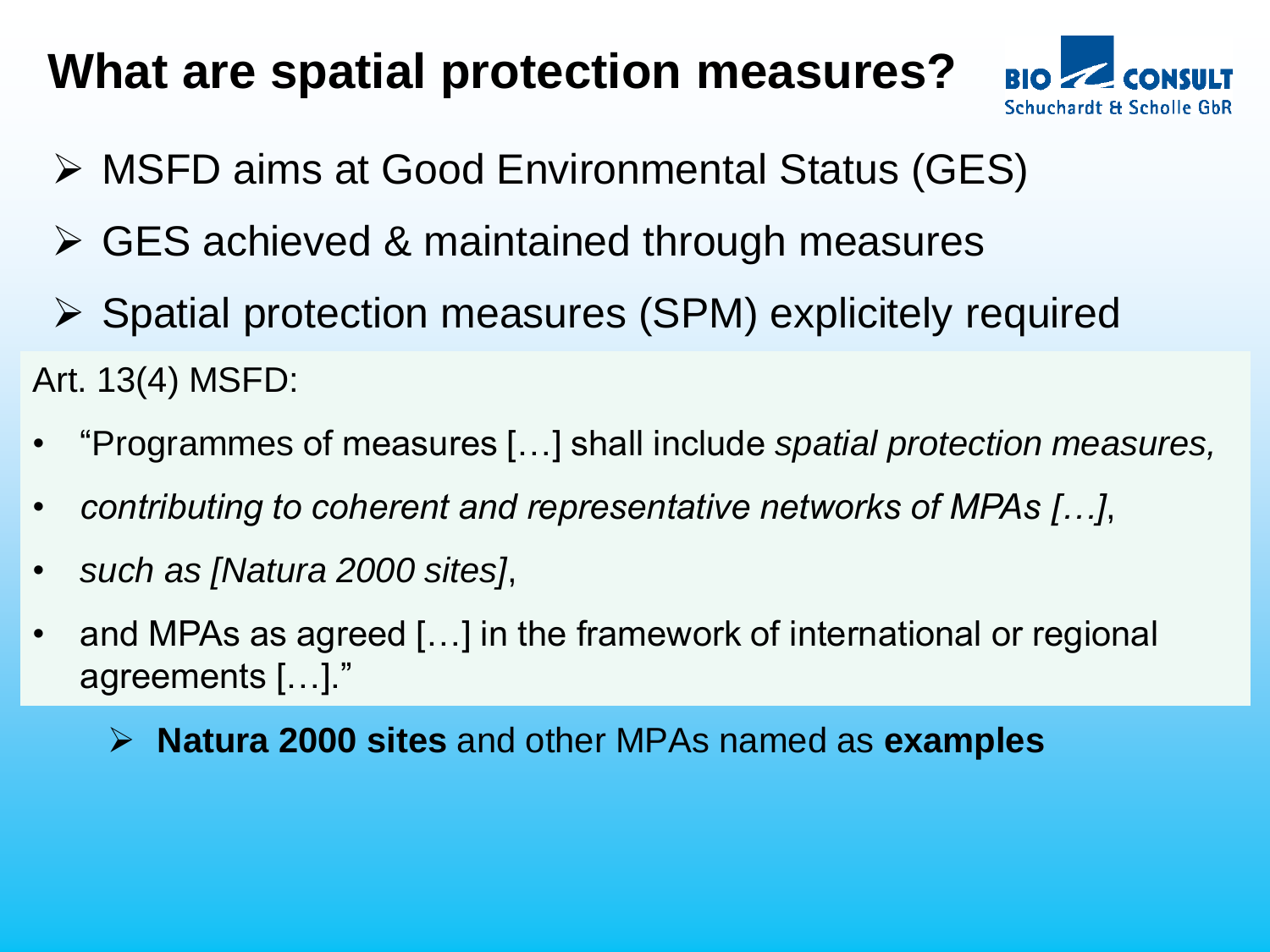# What are spatial protection measures?

- MSFD aims at Good Environmental Status (GES)
- GES achieved & maintained through measures
- Spatial protection measures (SPM) explicitely required

Art. 13(4) MSFD:

- "Programmes of measures […] shall include *spatial protection measures,*
- *contributing to coherent and representative networks of MPAs […]*,
- *such as [Natura 2000 sites]*,
- and MPAs as agreed […] in the framework of international or regional agreements […]."

  - **Natura 2000 sites** and other MPAs named as **examples**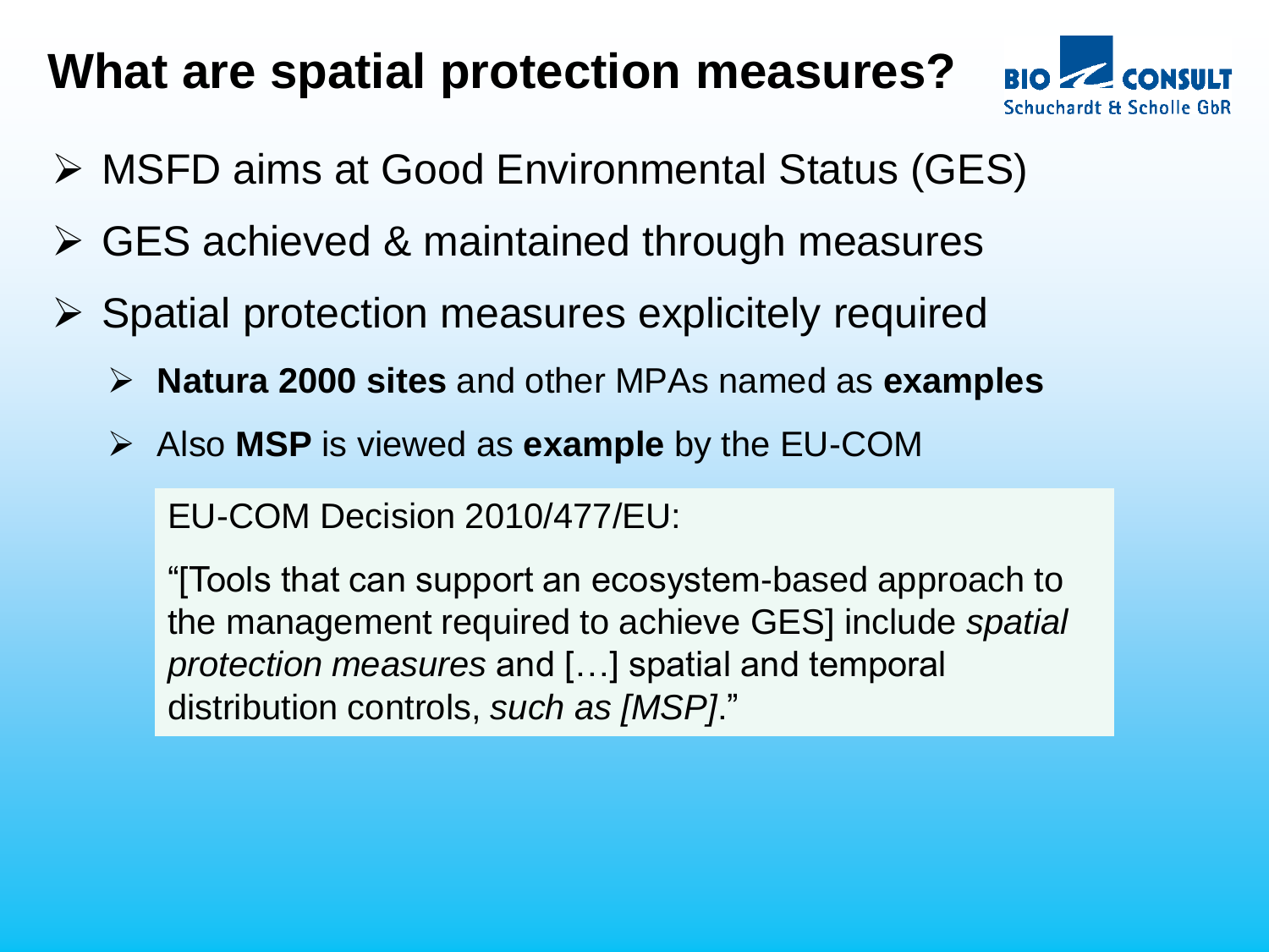# What are spatial protection measures?

- MSFD aims at Good Environmental Status (GES)
- GES achieved & maintained through measures
- Spatial protection measures explicitely required
  - **Natura 2000 sites** and other MPAs named as **examples**
  - Also **MSP** is viewed as **example** by the EU-COM

EU-COM Decision 2010/477/EU:

"[Tools that can support an ecosystem-based approach to the management required to achieve GES] include *spatial protection measures* and […] spatial and temporal distribution controls, *such as [MSP]*."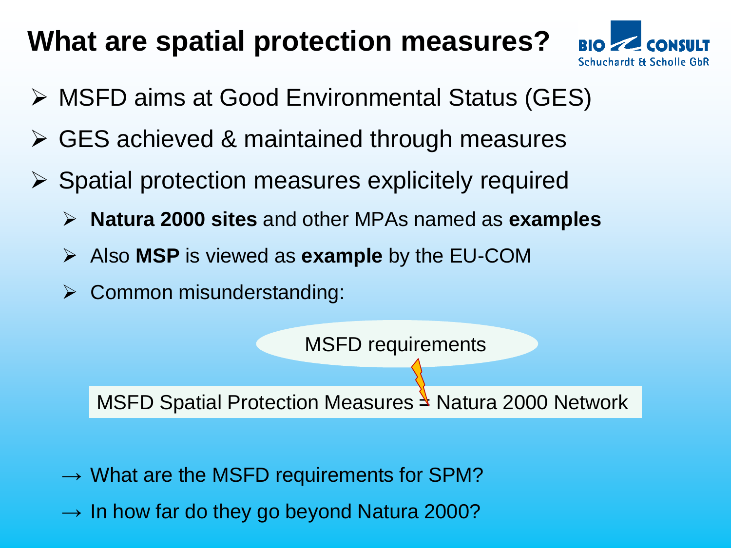# What are spatial protection measures?

BIO CONSULT Schuchardt & Scholle GbR

- MSFD aims at Good Environmental Status (GES)
- GES achieved & maintained through measures
- Spatial protection measures explicitely required
  - **Natura 2000 sites** and other MPAs named as **examples**
  - Also **MSP** is viewed as **example** by the EU-COM
  - Common misunderstanding:

MSFD requirements

MSFD Spatial Protection Measures = Natura 2000 Network

→ What are the MSFD requirements for SPM?

→ In how far do they go beyond Natura 2000?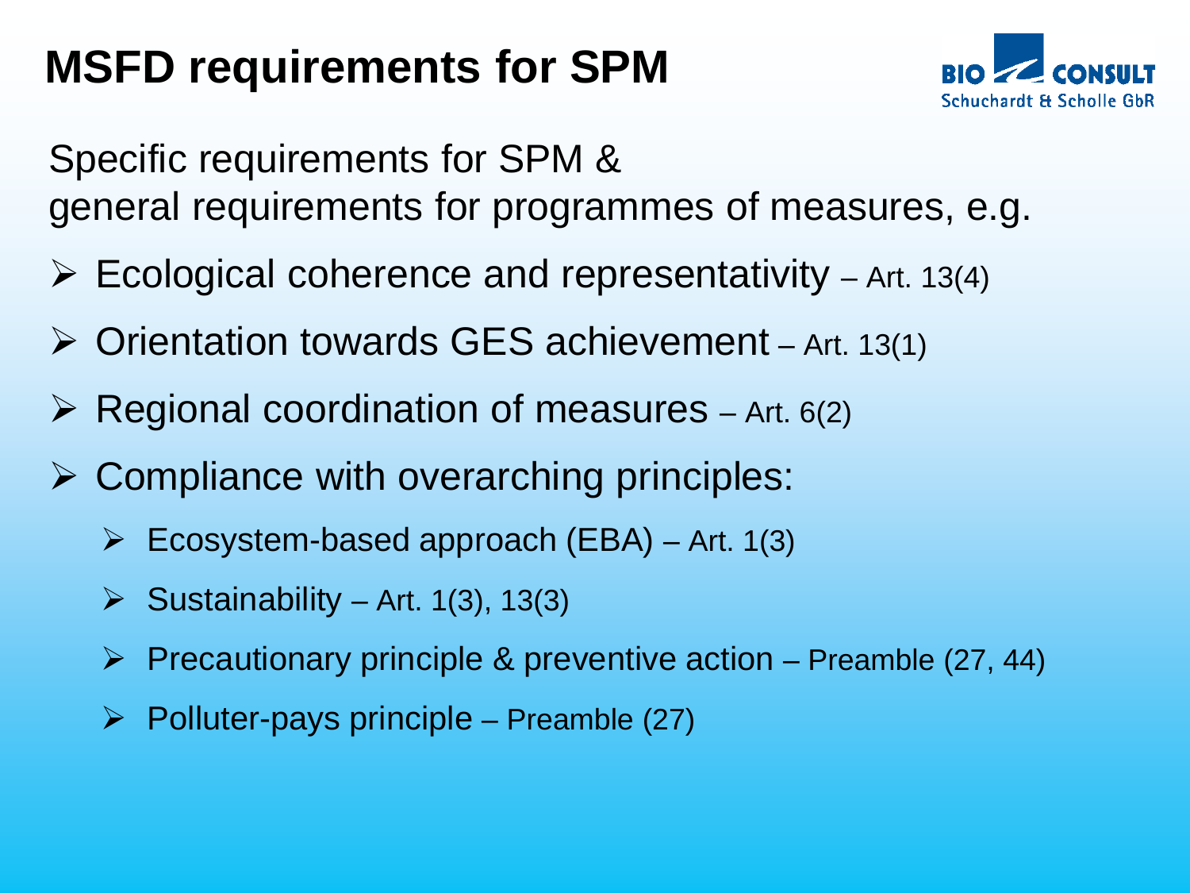# MSFD requirements for SPM

Specific requirements for SPM &
general requirements for programmes of measures, e.g.

- Ecological coherence and representativity – Art. 13(4)
- Orientation towards GES achievement – Art. 13(1)
- Regional coordination of measures – Art. 6(2)
- Compliance with overarching principles:
  - Ecosystem-based approach (EBA) – Art. 1(3)
  - Sustainability – Art. 1(3), 13(3)
  - Precautionary principle & preventive action – Preamble (27, 44)
  - Polluter-pays principle – Preamble (27)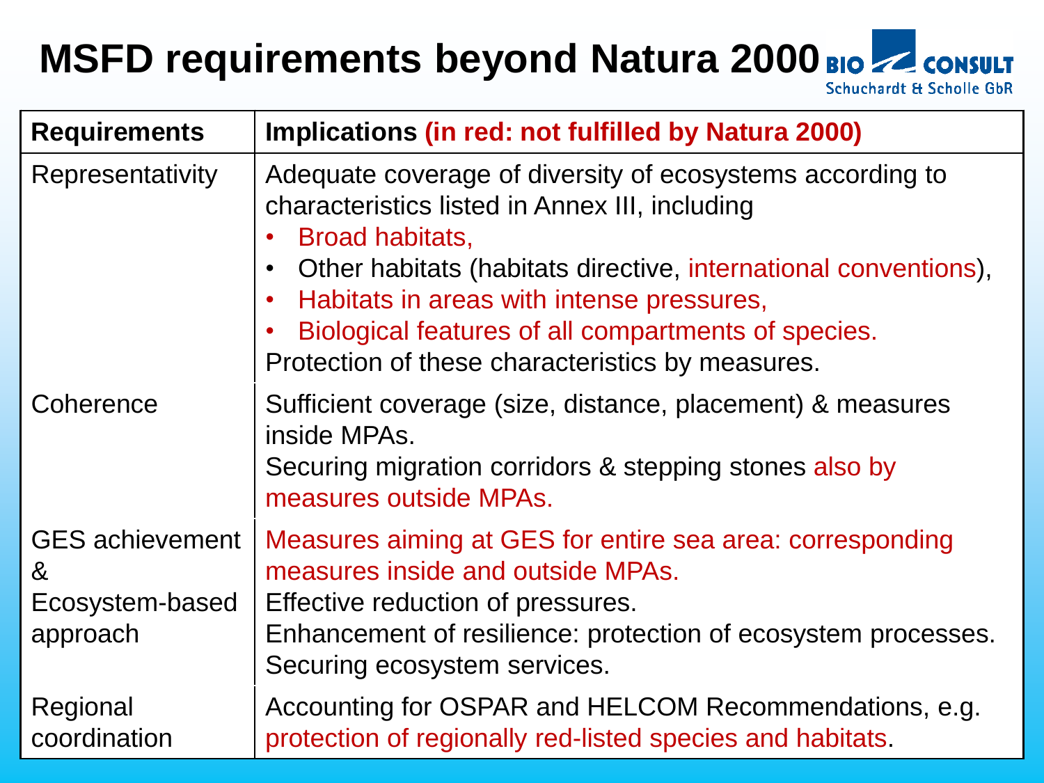# MSFD requirements beyond Natura 2000

BIO CONSULT
Schuchardt & Scholle GbR

| Requirements | Implications (in red: not fulfilled by Natura 2000) |
|---|---|
| Representativity | Adequate coverage of diversity of ecosystems according to characteristics listed in Annex III, including<br>• Broad habitats,<br>• Other habitats (habitats directive, international conventions),<br>• Habitats in areas with intense pressures,<br>• Biological features of all compartments of species.<br>Protection of these characteristics by measures. |
| Coherence | Sufficient coverage (size, distance, placement) & measures inside MPAs.<br>Securing migration corridors & stepping stones also by measures outside MPAs. |
| GES achievement & Ecosystem-based approach | Measures aiming at GES for entire sea area: corresponding measures inside and outside MPAs.<br>Effective reduction of pressures.<br>Enhancement of resilience: protection of ecosystem processes.<br>Securing ecosystem services. |
| Regional coordination | Accounting for OSPAR and HELCOM Recommendations, e.g. protection of regionally red-listed species and habitats. |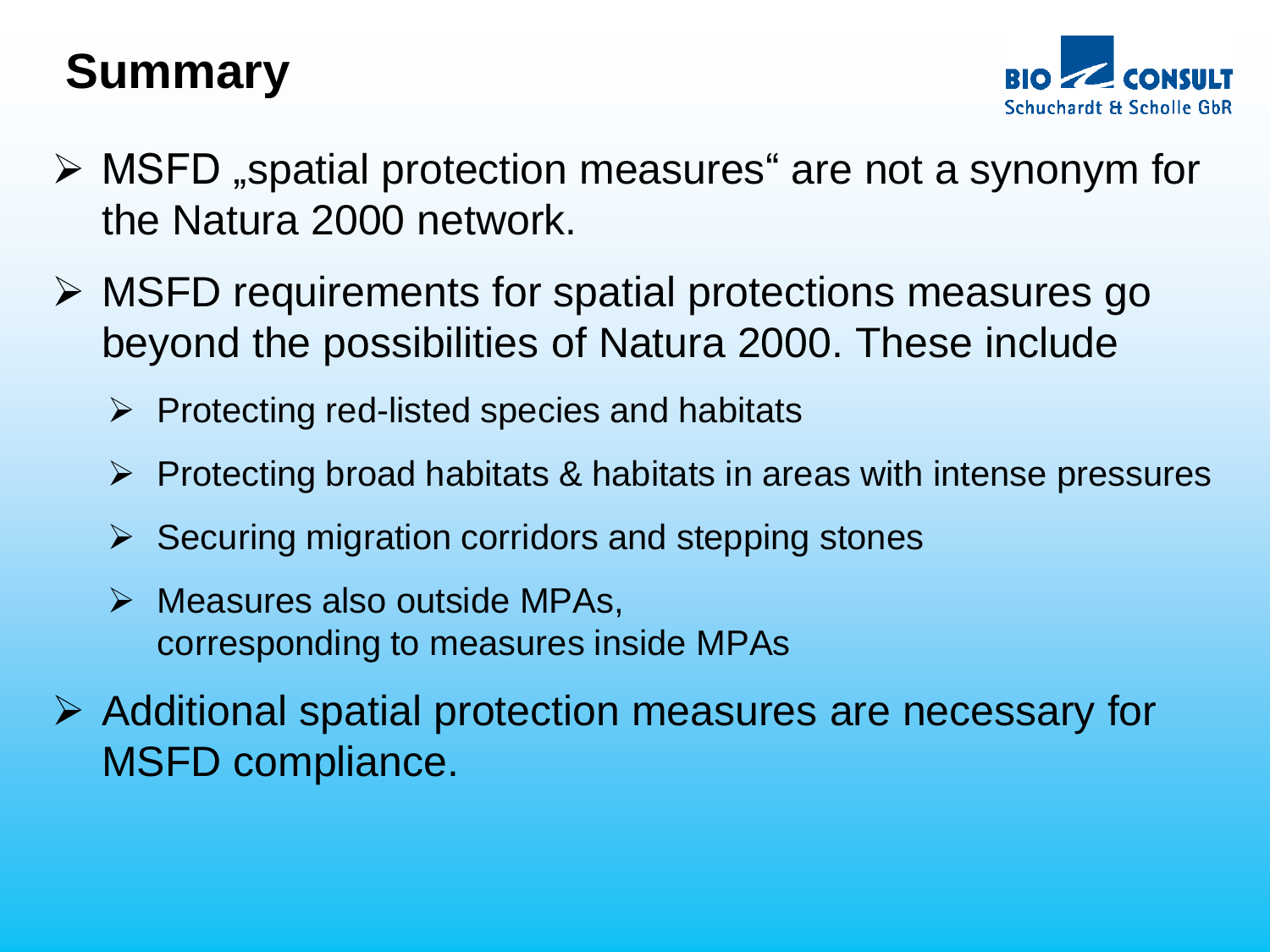# Summary

- MSFD „spatial protection measures" are not a synonym for the Natura 2000 network.
- MSFD requirements for spatial protections measures go beyond the possibilities of Natura 2000. These include
  - Protecting red-listed species and habitats
  - Protecting broad habitats & habitats in areas with intense pressures
  - Securing migration corridors and stepping stones
  - Measures also outside MPAs, corresponding to measures inside MPAs
- Additional spatial protection measures are necessary for MSFD compliance.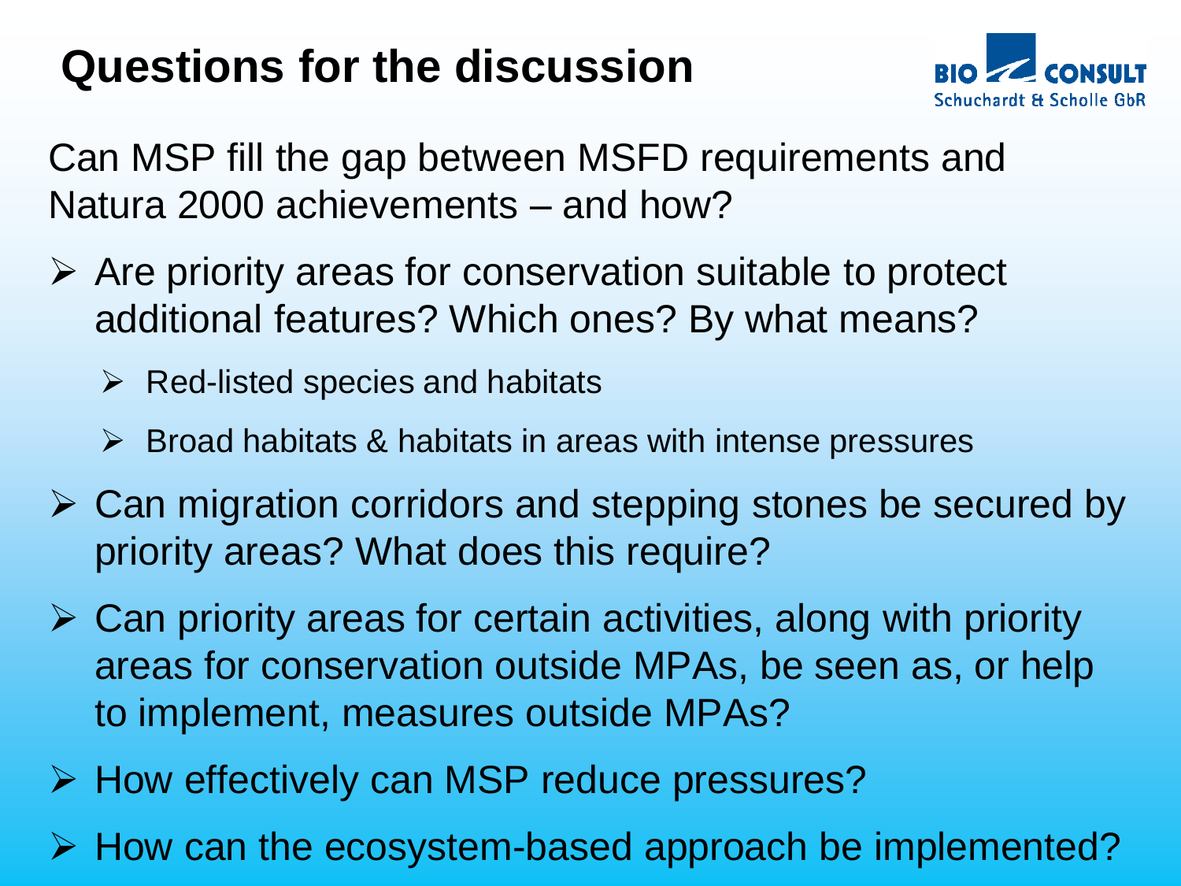# Questions for the discussion

BIO CONSULT Schuchardt & Scholle GbR

Can MSP fill the gap between MSFD requirements and Natura 2000 achievements – and how?

- Are priority areas for conservation suitable to protect additional features? Which ones? By what means?
  - Red-listed species and habitats
  - Broad habitats & habitats in areas with intense pressures
- Can migration corridors and stepping stones be secured by priority areas? What does this require?
- Can priority areas for certain activities, along with priority areas for conservation outside MPAs, be seen as, or help to implement, measures outside MPAs?
- How effectively can MSP reduce pressures?
- How can the ecosystem-based approach be implemented?